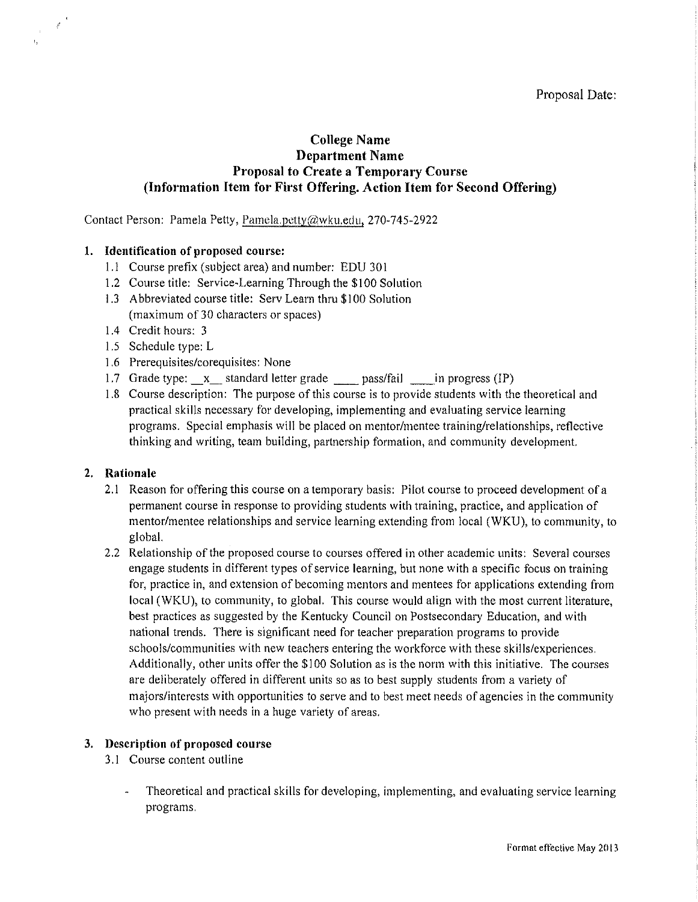Proposal Date:

**College Name**
**Department Name**
**Proposal to Create a Temporary Course**
**(Information Item for First Offering. Action Item for Second Offering)**

Contact Person: Pamela Petty, Pamela.petty@wku.edu, 270-745-2922

**1. Identification of proposed course:**

1.1 Course prefix (subject area) and number: EDU 301

1.2 Course title: Service-Learning Through the $100 Solution

1.3 Abbreviated course title: Serv Learn thru $100 Solution (maximum of 30 characters or spaces)

1.4 Credit hours: 3

1.5 Schedule type: L

1.6 Prerequisites/corequisites: None

1.7 Grade type: \_\_x\_\_ standard letter grade \_\_\_\_ pass/fail \_\_\_\_in progress (IP)

1.8 Course description: The purpose of this course is to provide students with the theoretical and practical skills necessary for developing, implementing and evaluating service learning programs. Special emphasis will be placed on mentor/mentee training/relationships, reflective thinking and writing, team building, partnership formation, and community development.

**2. Rationale**

2.1 Reason for offering this course on a temporary basis: Pilot course to proceed development of a permanent course in response to providing students with training, practice, and application of mentor/mentee relationships and service learning extending from local (WKU), to community, to global.

2.2 Relationship of the proposed course to courses offered in other academic units: Several courses engage students in different types of service learning, but none with a specific focus on training for, practice in, and extension of becoming mentors and mentees for applications extending from local (WKU), to community, to global. This course would align with the most current literature, best practices as suggested by the Kentucky Council on Postsecondary Education, and with national trends. There is significant need for teacher preparation programs to provide schools/communities with new teachers entering the workforce with these skills/experiences. Additionally, other units offer the $100 Solution as is the norm with this initiative. The courses are deliberately offered in different units so as to best supply students from a variety of majors/interests with opportunities to serve and to best meet needs of agencies in the community who present with needs in a huge variety of areas.

**3. Description of proposed course**

3.1 Course content outline

- Theoretical and practical skills for developing, implementing, and evaluating service learning programs.

Format effective May 2013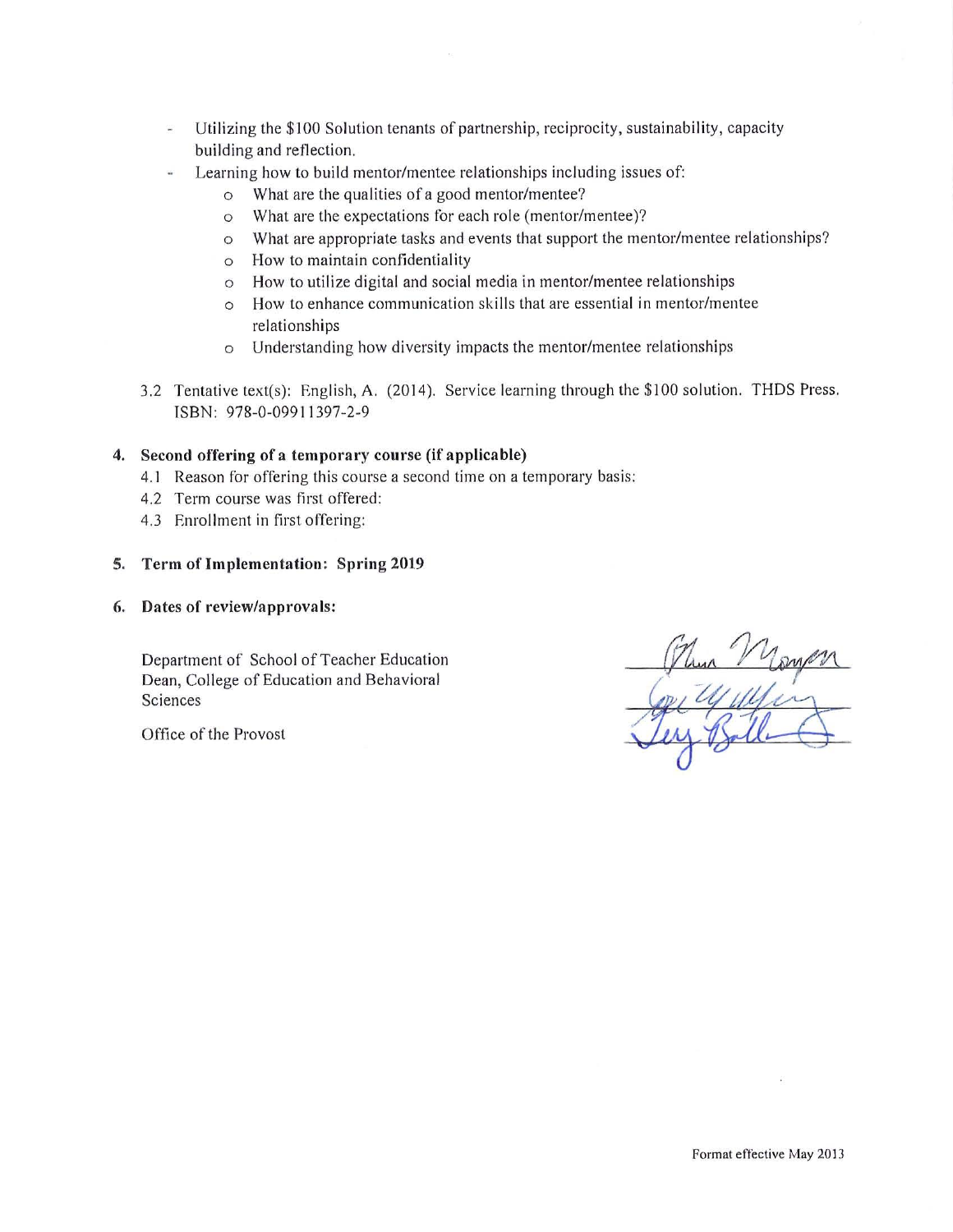- Utilizing the $100 Solution tenants of partnership, reciprocity, sustainability, capacity building and reflection.
- Learning how to build mentor/mentee relationships including issues of:
  - What are the qualities of a good mentor/mentee?
  - What are the expectations for each role (mentor/mentee)?
  - What are appropriate tasks and events that support the mentor/mentee relationships?
  - How to maintain confidentiality
  - How to utilize digital and social media in mentor/mentee relationships
  - How to enhance communication skills that are essential in mentor/mentee relationships
  - Understanding how diversity impacts the mentor/mentee relationships

3.2 Tentative text(s): English, A. (2014). Service learning through the $100 solution. THDS Press. ISBN: 978-0-09911397-2-9

**4. Second offering of a temporary course (if applicable)**

4.1 Reason for offering this course a second time on a temporary basis:

4.2 Term course was first offered:

4.3 Enrollment in first offering:

**5. Term of Implementation: Spring 2019**

**6. Dates of review/approvals:**

Department of School of Teacher Education

Dean, College of Education and Behavioral Sciences

Office of the Provost

Format effective May 2013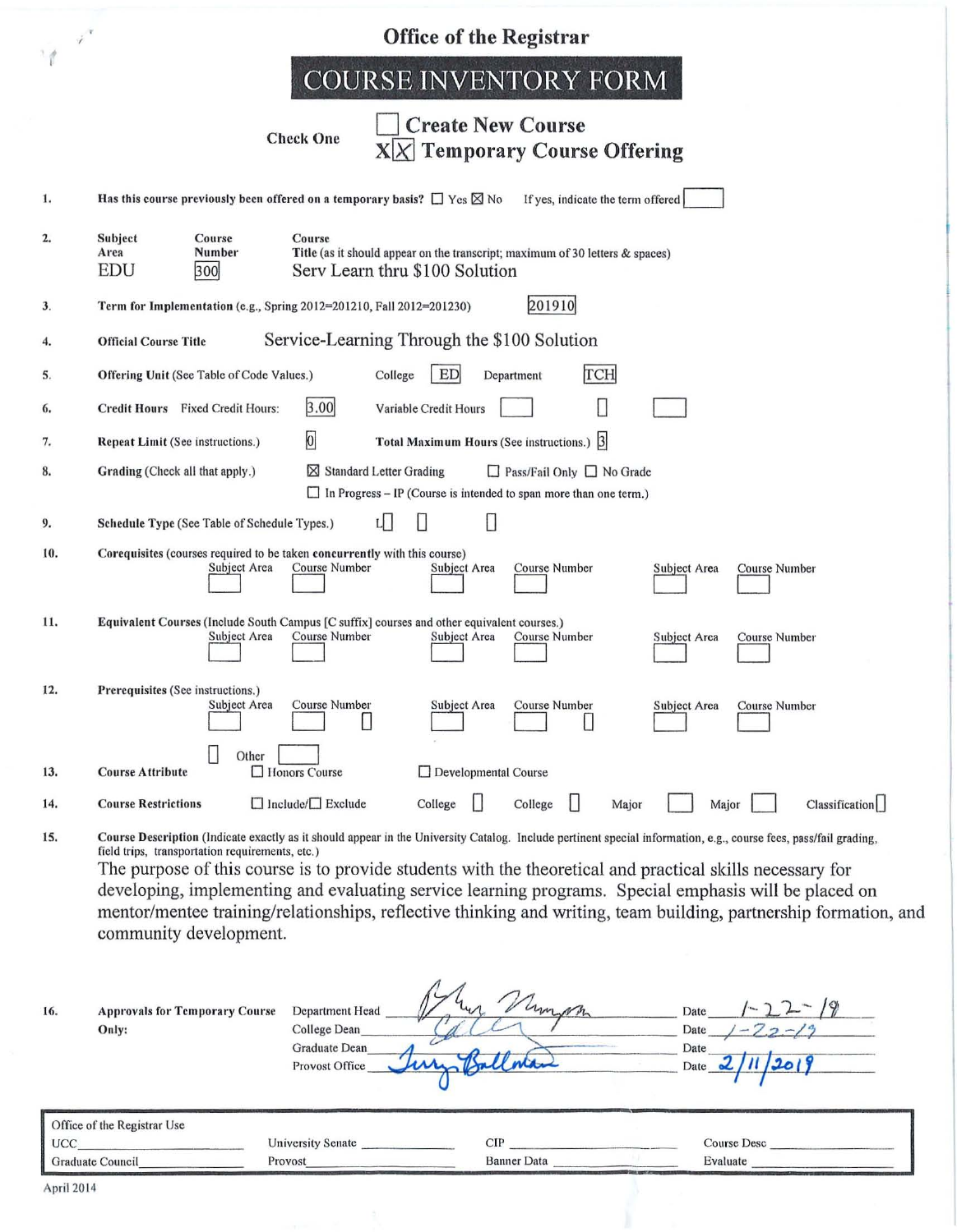# Office of the Registrar

## COURSE INVENTORY FORM

Check One

☐ Create New Course
X☒ Temporary Course Offering

1. **Has this course previously been offered on a temporary basis?** ☐ Yes ☒ No   If yes, indicate the term offered

2. **Subject Area:** EDU   **Course Number:** 300   **Course Title** (as it should appear on the transcript; maximum of 30 letters & spaces): Serv Learn thru $100 Solution

3. **Term for Implementation** (e.g., Spring 2012=201210, Fall 2012=201230): 201910

4. **Official Course Title:** Service-Learning Through the $100 Solution

5. **Offering Unit** (See Table of Code Values.)   College: ED   Department: TCH

6. **Credit Hours**   Fixed Credit Hours: 3.00   Variable Credit Hours

7. **Repeat Limit** (See instructions.): 0   **Total Maximum Hours** (See instructions.): 3

8. **Grading** (Check all that apply.)   ☒ Standard Letter Grading   ☐ Pass/Fail Only   ☐ No Grade
   ☐ In Progress – IP (Course is intended to span more than one term.)

9. **Schedule Type** (See Table of Schedule Types.): L

10. **Corequisites** (courses required to be taken **concurrently** with this course)

| Subject Area | Course Number | Subject Area | Course Number | Subject Area | Course Number |
|---|---|---|---|---|---|
| | | | | | |

11. **Equivalent Courses** (Include South Campus [C suffix] courses and other equivalent courses.)

| Subject Area | Course Number | Subject Area | Course Number | Subject Area | Course Number |
|---|---|---|---|---|---|
| | | | | | |

12. **Prerequisites** (See instructions.)

| Subject Area | Course Number | Subject Area | Course Number | Subject Area | Course Number |
|---|---|---|---|---|---|
| | | | | | |

13. **Course Attribute**   ☐ Other   ☐ Honors Course   ☐ Developmental Course

14. **Course Restrictions**   ☐ Include/☐ Exclude   College   College   Major   Major   Classification

15. **Course Description** (Indicate exactly as it should appear in the University Catalog. Include pertinent special information, e.g., course fees, pass/fail grading, field trips, transportation requirements, etc.)

The purpose of this course is to provide students with the theoretical and practical skills necessary for developing, implementing and evaluating service learning programs. Special emphasis will be placed on mentor/mentee training/relationships, reflective thinking and writing, team building, partnership formation, and community development.

16. **Approvals for Temporary Course Only:**

| | | |
|---|---|---|
| Department Head | [signature] | Date 1-22-19 |
| College Dean | [signature] | Date 1-22-19 |
| Graduate Dean | | Date |
| Provost Office | [signature] | Date 2/11/2019 |

| Office of the Registrar Use | | | |
|---|---|---|---|
| UCC | University Senate | CIP | Course Desc |
| Graduate Council | Provost | Banner Data | Evaluate |

April 2014